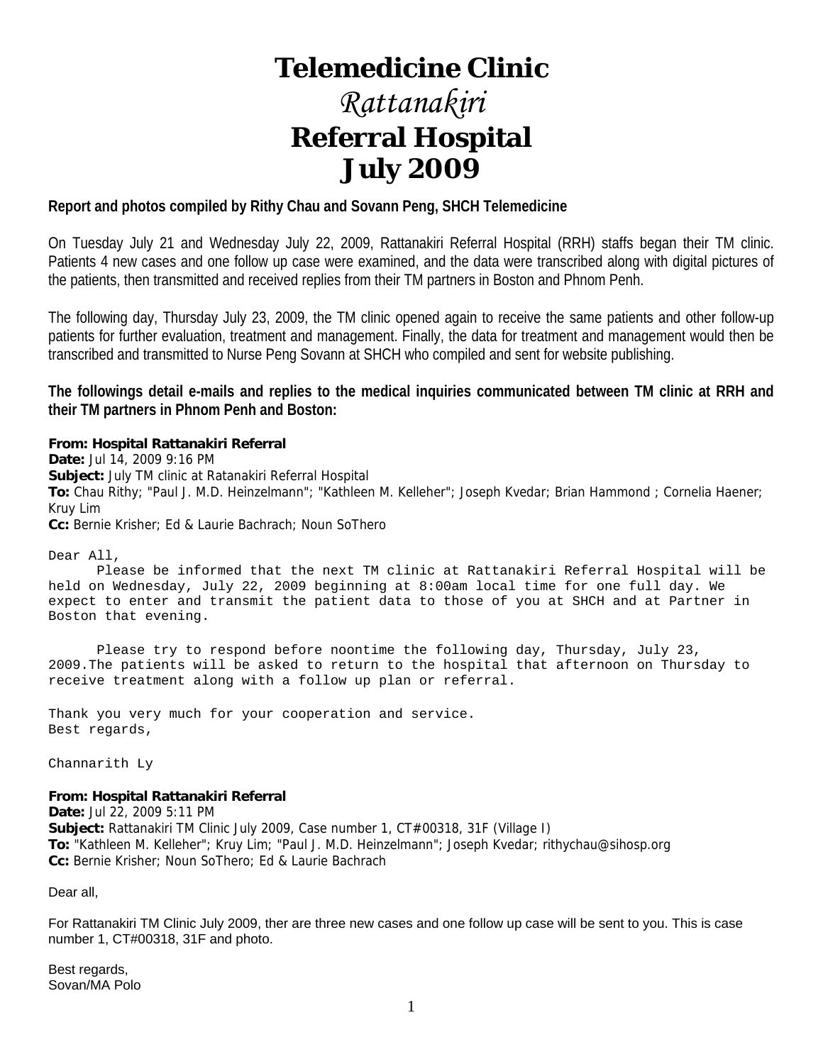# Telemedicine Clinic

# *Rattanakiri*

# Referral Hospital

# July 2009

**Report and photos compiled by Rithy Chau and Sovann Peng, SHCH Telemedicine**

On Tuesday July 21 and Wednesday July 22, 2009, Rattanakiri Referral Hospital (RRH) staffs began their TM clinic. Patients 4 new cases and one follow up case were examined, and the data were transcribed along with digital pictures of the patients, then transmitted and received replies from their TM partners in Boston and Phnom Penh.

The following day, Thursday July 23, 2009, the TM clinic opened again to receive the same patients and other follow-up patients for further evaluation, treatment and management. Finally, the data for treatment and management would then be transcribed and transmitted to Nurse Peng Sovann at SHCH who compiled and sent for website publishing.

**The followings detail e-mails and replies to the medical inquiries communicated between TM clinic at RRH and their TM partners in Phnom Penh and Boston:**

**From: Hospital Rattanakiri Referral**
**Date:** Jul 14, 2009 9:16 PM
**Subject:** July TM clinic at Ratanakiri Referral Hospital
**To:** Chau Rithy; "Paul J. M.D. Heinzelmann"; "Kathleen M. Kelleher"; Joseph Kvedar; Brian Hammond ; Cornelia Haener; Kruy Lim
**Cc:** Bernie Krisher; Ed & Laurie Bachrach; Noun SoThero

Dear All,

Please be informed that the next TM clinic at Rattanakiri Referral Hospital will be held on Wednesday, July 22, 2009 beginning at 8:00am local time for one full day. We expect to enter and transmit the patient data to those of you at SHCH and at Partner in Boston that evening.

Please try to respond before noontime the following day, Thursday, July 23, 2009.The patients will be asked to return to the hospital that afternoon on Thursday to receive treatment along with a follow up plan or referral.

Thank you very much for your cooperation and service.
Best regards,

Channarith Ly

**From: Hospital Rattanakiri Referral**
**Date:** Jul 22, 2009 5:11 PM
**Subject:** Rattanakiri TM Clinic July 2009, Case number 1, CT#00318, 31F (Village I)
**To:** "Kathleen M. Kelleher"; Kruy Lim; "Paul J. M.D. Heinzelmann"; Joseph Kvedar; rithychau@sihosp.org
**Cc:** Bernie Krisher; Noun SoThero; Ed & Laurie Bachrach

Dear all,

For Rattanakiri TM Clinic July 2009, ther are three new cases and one follow up case will be sent to you. This is case number 1, CT#00318, 31F and photo.

Best regards,
Sovan/MA Polo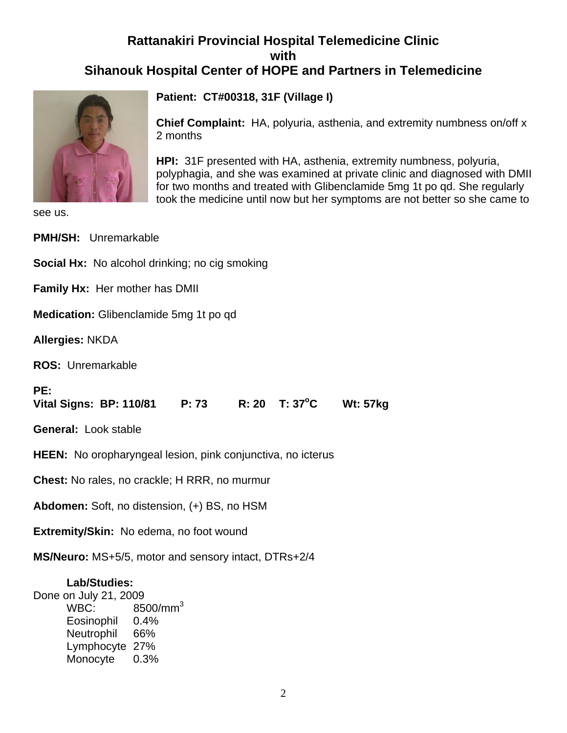# Rattanakiri Provincial Hospital Telemedicine Clinic
# with
# Sihanouk Hospital Center of HOPE and Partners in Telemedicine

**Patient: CT#00318, 31F (Village I)**

**Chief Complaint:** HA, polyuria, asthenia, and extremity numbness on/off x 2 months

**HPI:** 31F presented with HA, asthenia, extremity numbness, polyuria, polyphagia, and she was examined at private clinic and diagnosed with DMII for two months and treated with Glibenclamide 5mg 1t po qd. She regularly took the medicine until now but her symptoms are not better so she came to see us.

**PMH/SH:** Unremarkable

**Social Hx:** No alcohol drinking; no cig smoking

**Family Hx:** Her mother has DMII

**Medication:** Glibenclamide 5mg 1t po qd

**Allergies:** NKDA

**ROS:** Unremarkable

**PE:**

**Vital Signs: BP: 110/81 P: 73 R: 20 T: 37°C Wt: 57kg**

**General:** Look stable

**HEEN:** No oropharyngeal lesion, pink conjunctiva, no icterus

**Chest:** No rales, no crackle; H RRR, no murmur

**Abdomen:** Soft, no distension, (+) BS, no HSM

**Extremity/Skin:** No edema, no foot wound

**MS/Neuro:** MS+5/5, motor and sensory intact, DTRs+2/4

**Lab/Studies:**

Done on July 21, 2009

| | |
|---|---|
| WBC: | 8500/mm$^3$ |
| Eosinophil | 0.4% |
| Neutrophil | 66% |
| Lymphocyte | 27% |
| Monocyte | 0.3% |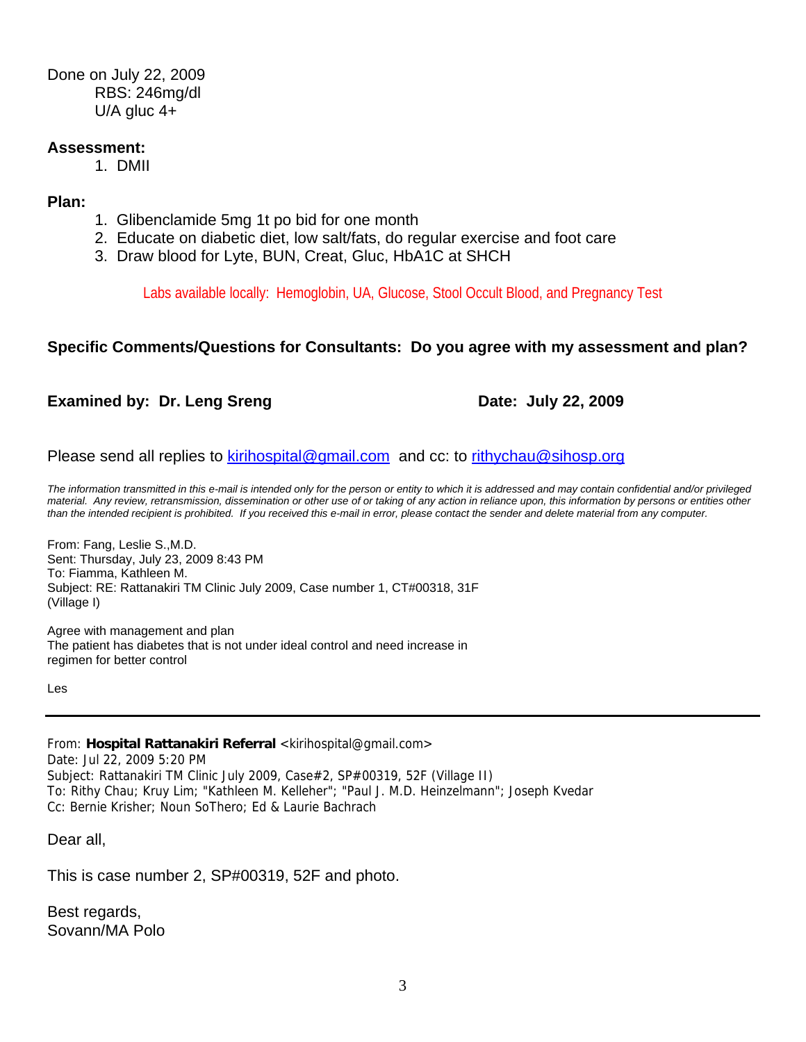Done on July 22, 2009

RBS: 246mg/dl

U/A gluc 4+

**Assessment:**

1. DMII

**Plan:**

1. Glibenclamide 5mg 1t po bid for one month
2. Educate on diabetic diet, low salt/fats, do regular exercise and foot care
3. Draw blood for Lyte, BUN, Creat, Gluc, HbA1C at SHCH

Labs available locally: Hemoglobin, UA, Glucose, Stool Occult Blood, and Pregnancy Test

**Specific Comments/Questions for Consultants: Do you agree with my assessment and plan?**

**Examined by: Dr. Leng Sreng** **Date: July 22, 2009**

Please send all replies to kirihospital@gmail.com and cc: to rithychau@sihosp.org

*The information transmitted in this e-mail is intended only for the person or entity to which it is addressed and may contain confidential and/or privileged material. Any review, retransmission, dissemination or other use of or taking of any action in reliance upon, this information by persons or entities other than the intended recipient is prohibited. If you received this e-mail in error, please contact the sender and delete material from any computer.*

From: Fang, Leslie S.,M.D.
Sent: Thursday, July 23, 2009 8:43 PM
To: Fiamma, Kathleen M.
Subject: RE: Rattanakiri TM Clinic July 2009, Case number 1, CT#00318, 31F (Village I)

Agree with management and plan
The patient has diabetes that is not under ideal control and need increase in regimen for better control

Les

---

From: **Hospital Rattanakiri Referral** <kirihospital@gmail.com>
Date: Jul 22, 2009 5:20 PM
Subject: Rattanakiri TM Clinic July 2009, Case#2, SP#00319, 52F (Village II)
To: Rithy Chau; Kruy Lim; "Kathleen M. Kelleher"; "Paul J. M.D. Heinzelmann"; Joseph Kvedar
Cc: Bernie Krisher; Noun SoThero; Ed & Laurie Bachrach

Dear all,

This is case number 2, SP#00319, 52F and photo.

Best regards,
Sovann/MA Polo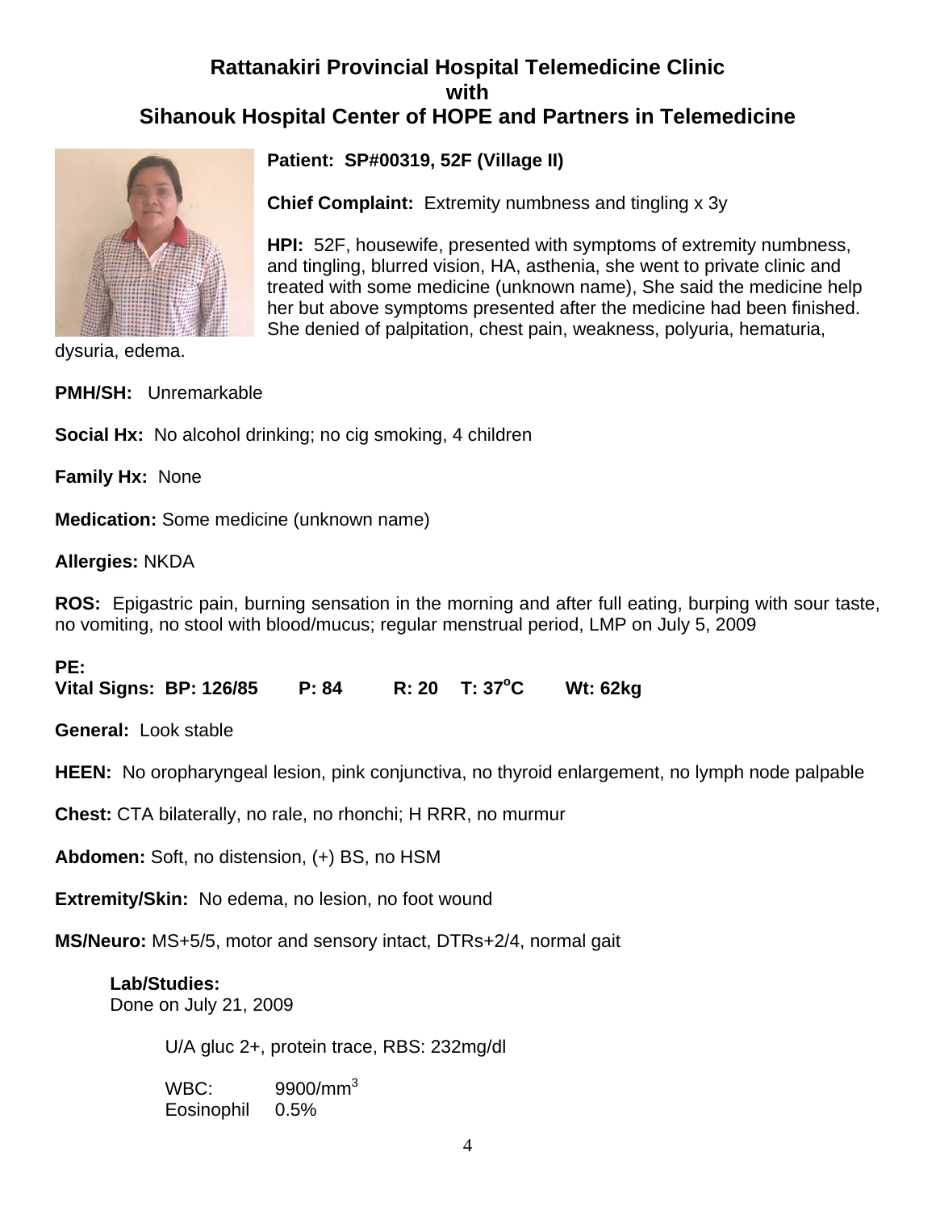# Rattanakiri Provincial Hospital Telemedicine Clinic with Sihanouk Hospital Center of HOPE and Partners in Telemedicine

**Patient: SP#00319, 52F (Village II)**

**Chief Complaint:** Extremity numbness and tingling x 3y

**HPI:** 52F, housewife, presented with symptoms of extremity numbness, and tingling, blurred vision, HA, asthenia, she went to private clinic and treated with some medicine (unknown name), She said the medicine help her but above symptoms presented after the medicine had been finished. She denied of palpitation, chest pain, weakness, polyuria, hematuria, dysuria, edema.

**PMH/SH:** Unremarkable

**Social Hx:** No alcohol drinking; no cig smoking, 4 children

**Family Hx:** None

**Medication:** Some medicine (unknown name)

**Allergies:** NKDA

**ROS:** Epigastric pain, burning sensation in the morning and after full eating, burping with sour taste, no vomiting, no stool with blood/mucus; regular menstrual period, LMP on July 5, 2009

**PE:**
**Vital Signs: BP: 126/85 P: 84 R: 20 T: 37°C Wt: 62kg**

**General:** Look stable

**HEEN:** No oropharyngeal lesion, pink conjunctiva, no thyroid enlargement, no lymph node palpable

**Chest:** CTA bilaterally, no rale, no rhonchi; H RRR, no murmur

**Abdomen:** Soft, no distension, (+) BS, no HSM

**Extremity/Skin:** No edema, no lesion, no foot wound

**MS/Neuro:** MS+5/5, motor and sensory intact, DTRs+2/4, normal gait

**Lab/Studies:**
Done on July 21, 2009

U/A gluc 2+, protein trace, RBS: 232mg/dl

WBC: 9900/mm$^3$
Eosinophil 0.5%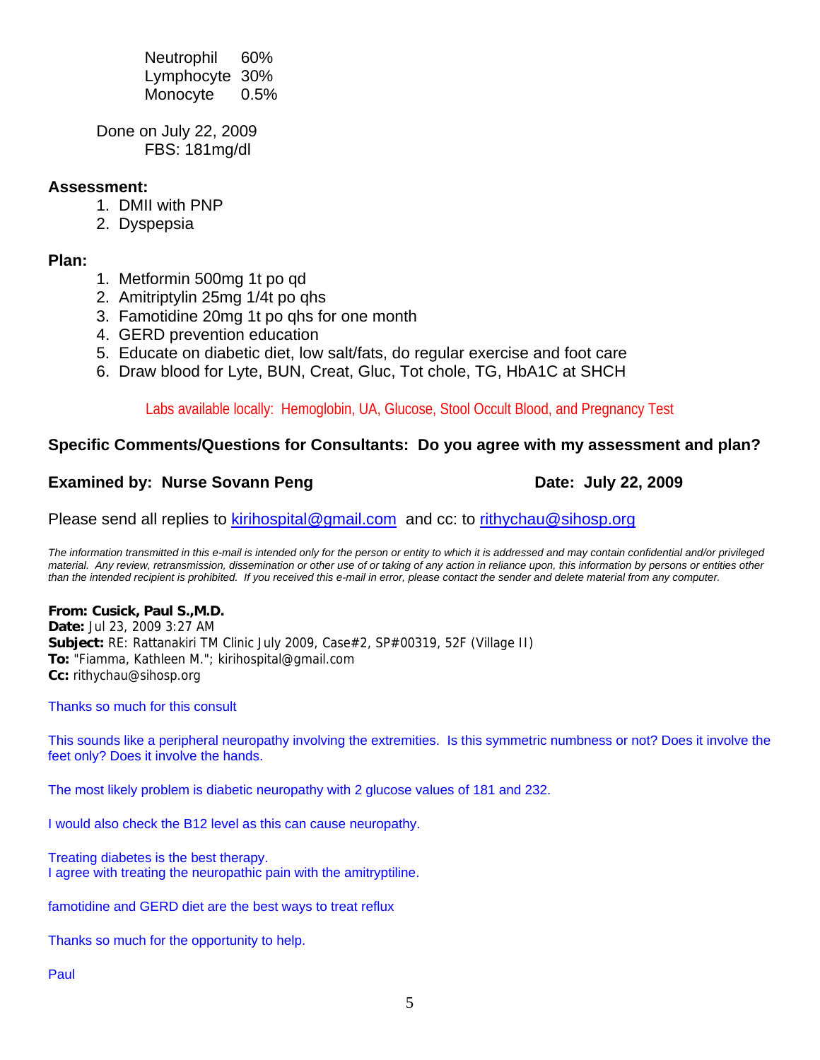Neutrophil 60%
Lymphocyte 30%
Monocyte 0.5%

Done on July 22, 2009
FBS: 181mg/dl

**Assessment:**

1. DMII with PNP
2. Dyspepsia

**Plan:**

1. Metformin 500mg 1t po qd
2. Amitriptylin 25mg 1/4t po qhs
3. Famotidine 20mg 1t po qhs for one month
4. GERD prevention education
5. Educate on diabetic diet, low salt/fats, do regular exercise and foot care
6. Draw blood for Lyte, BUN, Creat, Gluc, Tot chole, TG, HbA1C at SHCH

Labs available locally: Hemoglobin, UA, Glucose, Stool Occult Blood, and Pregnancy Test

**Specific Comments/Questions for Consultants: Do you agree with my assessment and plan?**

**Examined by: Nurse Sovann Peng** **Date: July 22, 2009**

Please send all replies to kirihospital@gmail.com and cc: to rithychau@sihosp.org

*The information transmitted in this e-mail is intended only for the person or entity to which it is addressed and may contain confidential and/or privileged material. Any review, retransmission, dissemination or other use of or taking of any action in reliance upon, this information by persons or entities other than the intended recipient is prohibited. If you received this e-mail in error, please contact the sender and delete material from any computer.*

**From: Cusick, Paul S.,M.D.**
**Date:** Jul 23, 2009 3:27 AM
**Subject:** RE: Rattanakiri TM Clinic July 2009, Case#2, SP#00319, 52F (Village II)
**To:** "Fiamma, Kathleen M."; kirihospital@gmail.com
**Cc:** rithychau@sihosp.org

Thanks so much for this consult

This sounds like a peripheral neuropathy involving the extremities. Is this symmetric numbness or not? Does it involve the feet only? Does it involve the hands.

The most likely problem is diabetic neuropathy with 2 glucose values of 181 and 232.

I would also check the B12 level as this can cause neuropathy.

Treating diabetes is the best therapy.
I agree with treating the neuropathic pain with the amitryptiline.

famotidine and GERD diet are the best ways to treat reflux

Thanks so much for the opportunity to help.

Paul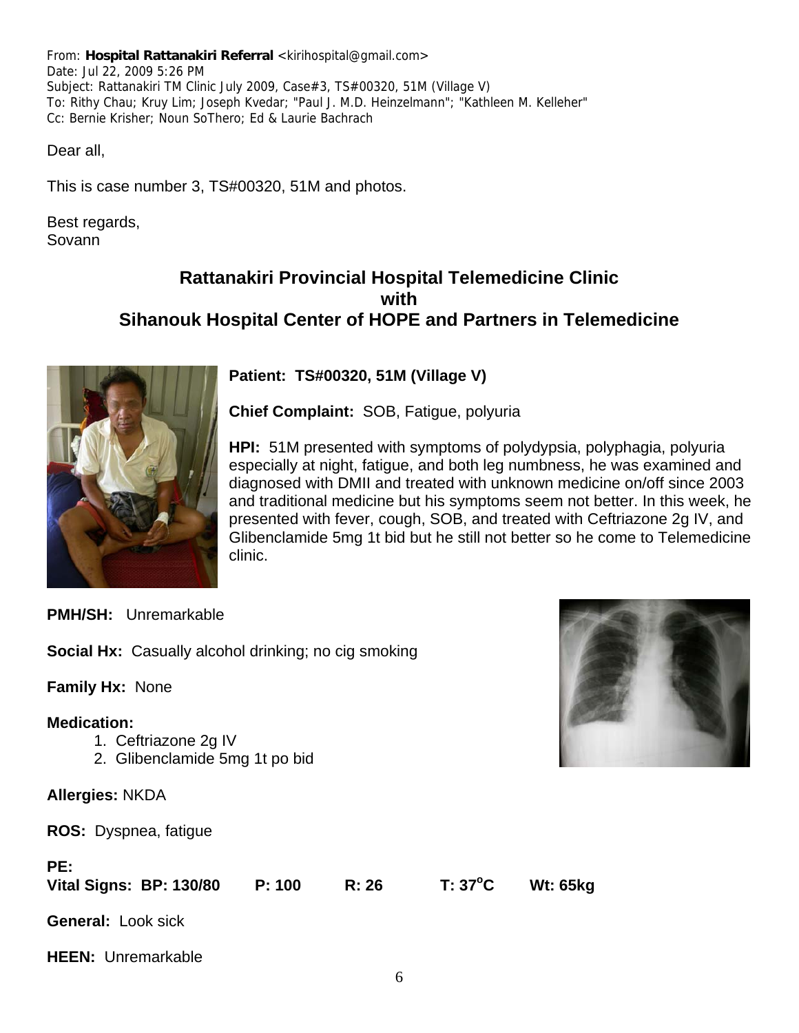From: **Hospital Rattanakiri Referral** <kirihospital@gmail.com>
Date: Jul 22, 2009 5:26 PM
Subject: Rattanakiri TM Clinic July 2009, Case#3, TS#00320, 51M (Village V)
To: Rithy Chau; Kruy Lim; Joseph Kvedar; "Paul J. M.D. Heinzelmann"; "Kathleen M. Kelleher"
Cc: Bernie Krisher; Noun SoThero; Ed & Laurie Bachrach

Dear all,

This is case number 3, TS#00320, 51M and photos.

Best regards,
Sovann

## Rattanakiri Provincial Hospital Telemedicine Clinic with Sihanouk Hospital Center of HOPE and Partners in Telemedicine

**Patient: TS#00320, 51M (Village V)**

**Chief Complaint:** SOB, Fatigue, polyuria

**HPI:** 51M presented with symptoms of polydypsia, polyphagia, polyuria especially at night, fatigue, and both leg numbness, he was examined and diagnosed with DMII and treated with unknown medicine on/off since 2003 and traditional medicine but his symptoms seem not better. In this week, he presented with fever, cough, SOB, and treated with Ceftriazone 2g IV, and Glibenclamide 5mg 1t bid but he still not better so he come to Telemedicine clinic.

**PMH/SH:** Unremarkable

**Social Hx:** Casually alcohol drinking; no cig smoking

**Family Hx:** None

**Medication:**

1. Ceftriazone 2g IV
2. Glibenclamide 5mg 1t po bid

**Allergies:** NKDA

**ROS:** Dyspnea, fatigue

**PE:**

**Vital Signs: BP: 130/80 P: 100 R: 26 T: 37°C Wt: 65kg**

**General:** Look sick

**HEEN:** Unremarkable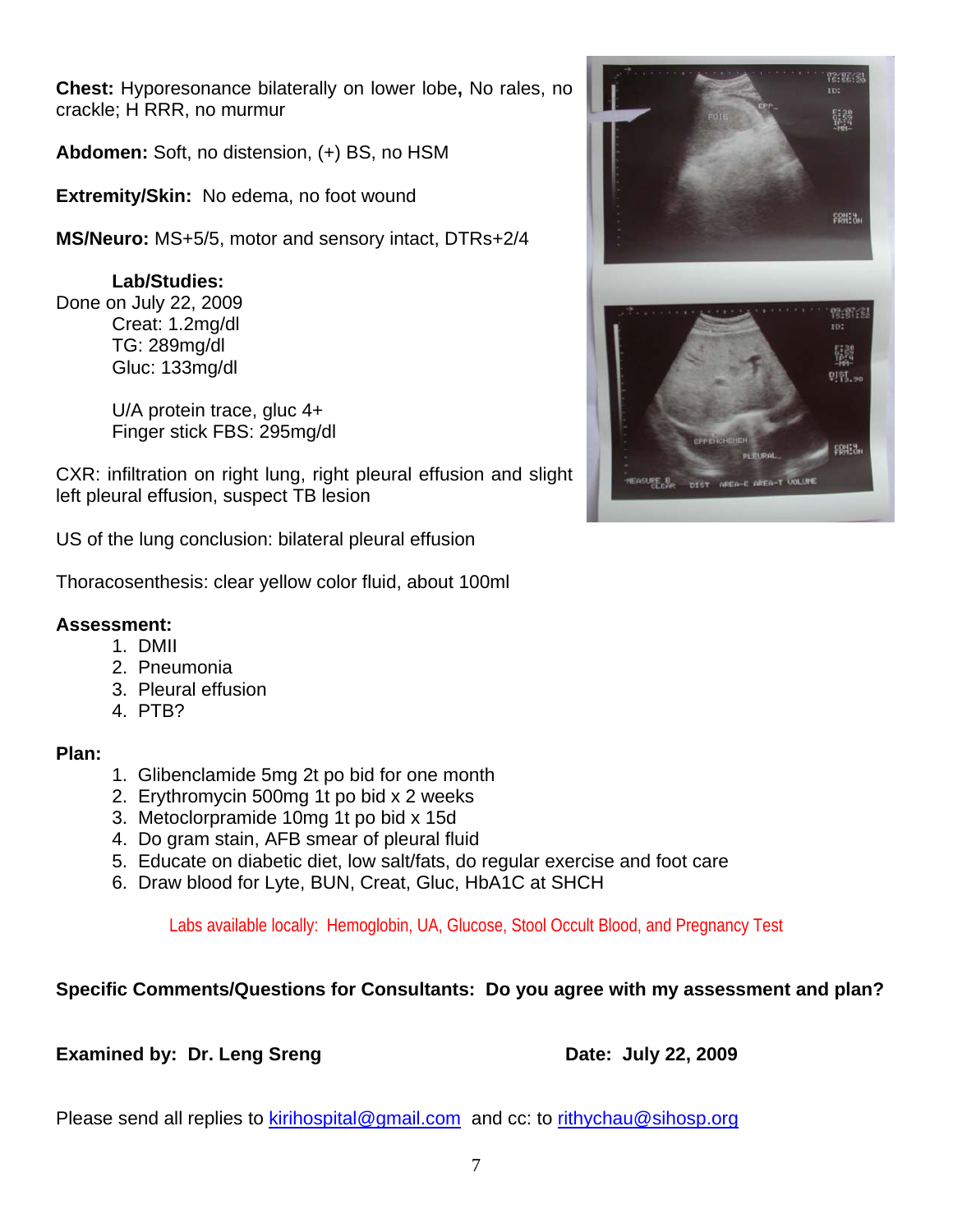**Chest:** Hyporesonance bilaterally on lower lobe**,** No rales, no crackle; H RRR, no murmur

**Abdomen:** Soft, no distension, (+) BS, no HSM

**Extremity/Skin:** No edema, no foot wound

**MS/Neuro:** MS+5/5, motor and sensory intact, DTRs+2/4

**Lab/Studies:**

Done on July 22, 2009

Creat: 1.2mg/dl
TG: 289mg/dl
Gluc: 133mg/dl

U/A protein trace, gluc 4+
Finger stick FBS: 295mg/dl

CXR: infiltration on right lung, right pleural effusion and slight left pleural effusion, suspect TB lesion

US of the lung conclusion: bilateral pleural effusion

Thoracosenthesis: clear yellow color fluid, about 100ml

**Assessment:**

1. DMII
2. Pneumonia
3. Pleural effusion
4. PTB?

**Plan:**

1. Glibenclamide 5mg 2t po bid for one month
2. Erythromycin 500mg 1t po bid x 2 weeks
3. Metoclorpramide 10mg 1t po bid x 15d
4. Do gram stain, AFB smear of pleural fluid
5. Educate on diabetic diet, low salt/fats, do regular exercise and foot care
6. Draw blood for Lyte, BUN, Creat, Gluc, HbA1C at SHCH

Labs available locally: Hemoglobin, UA, Glucose, Stool Occult Blood, and Pregnancy Test

**Specific Comments/Questions for Consultants: Do you agree with my assessment and plan?**

**Examined by: Dr. Leng Sreng** **Date: July 22, 2009**

Please send all replies to kirihospital@gmail.com and cc: to rithychau@sihosp.org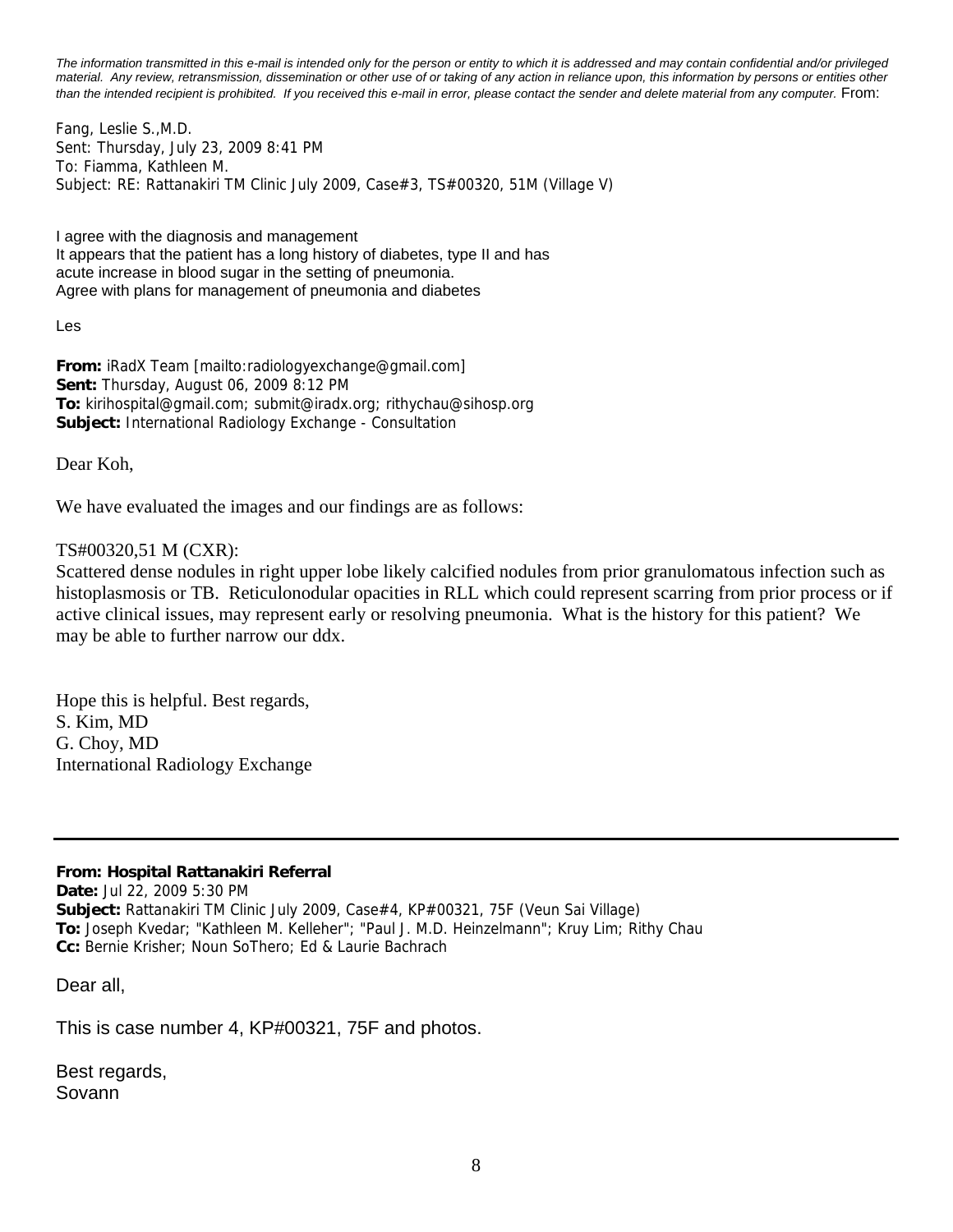*The information transmitted in this e-mail is intended only for the person or entity to which it is addressed and may contain confidential and/or privileged material. Any review, retransmission, dissemination or other use of or taking of any action in reliance upon, this information by persons or entities other than the intended recipient is prohibited. If you received this e-mail in error, please contact the sender and delete material from any computer.* From:

Fang, Leslie S.,M.D.
Sent: Thursday, July 23, 2009 8:41 PM
To: Fiamma, Kathleen M.
Subject: RE: Rattanakiri TM Clinic July 2009, Case#3, TS#00320, 51M (Village V)

I agree with the diagnosis and management
It appears that the patient has a long history of diabetes, type II and has acute increase in blood sugar in the setting of pneumonia.
Agree with plans for management of pneumonia and diabetes

Les

**From:** iRadX Team [mailto:radiologyexchange@gmail.com]
**Sent:** Thursday, August 06, 2009 8:12 PM
**To:** kirihospital@gmail.com; submit@iradx.org; rithychau@sihosp.org
**Subject:** International Radiology Exchange - Consultation

Dear Koh,

We have evaluated the images and our findings are as follows:

TS#00320,51 M (CXR):
Scattered dense nodules in right upper lobe likely calcified nodules from prior granulomatous infection such as histoplasmosis or TB. Reticulonodular opacities in RLL which could represent scarring from prior process or if active clinical issues, may represent early or resolving pneumonia. What is the history for this patient? We may be able to further narrow our ddx.

Hope this is helpful. Best regards,
S. Kim, MD
G. Choy, MD
International Radiology Exchange

---

**From: Hospital Rattanakiri Referral**
**Date:** Jul 22, 2009 5:30 PM
**Subject:** Rattanakiri TM Clinic July 2009, Case#4, KP#00321, 75F (Veun Sai Village)
**To:** Joseph Kvedar; "Kathleen M. Kelleher"; "Paul J. M.D. Heinzelmann"; Kruy Lim; Rithy Chau
**Cc:** Bernie Krisher; Noun SoThero; Ed & Laurie Bachrach

Dear all,

This is case number 4, KP#00321, 75F and photos.

Best regards,
Sovann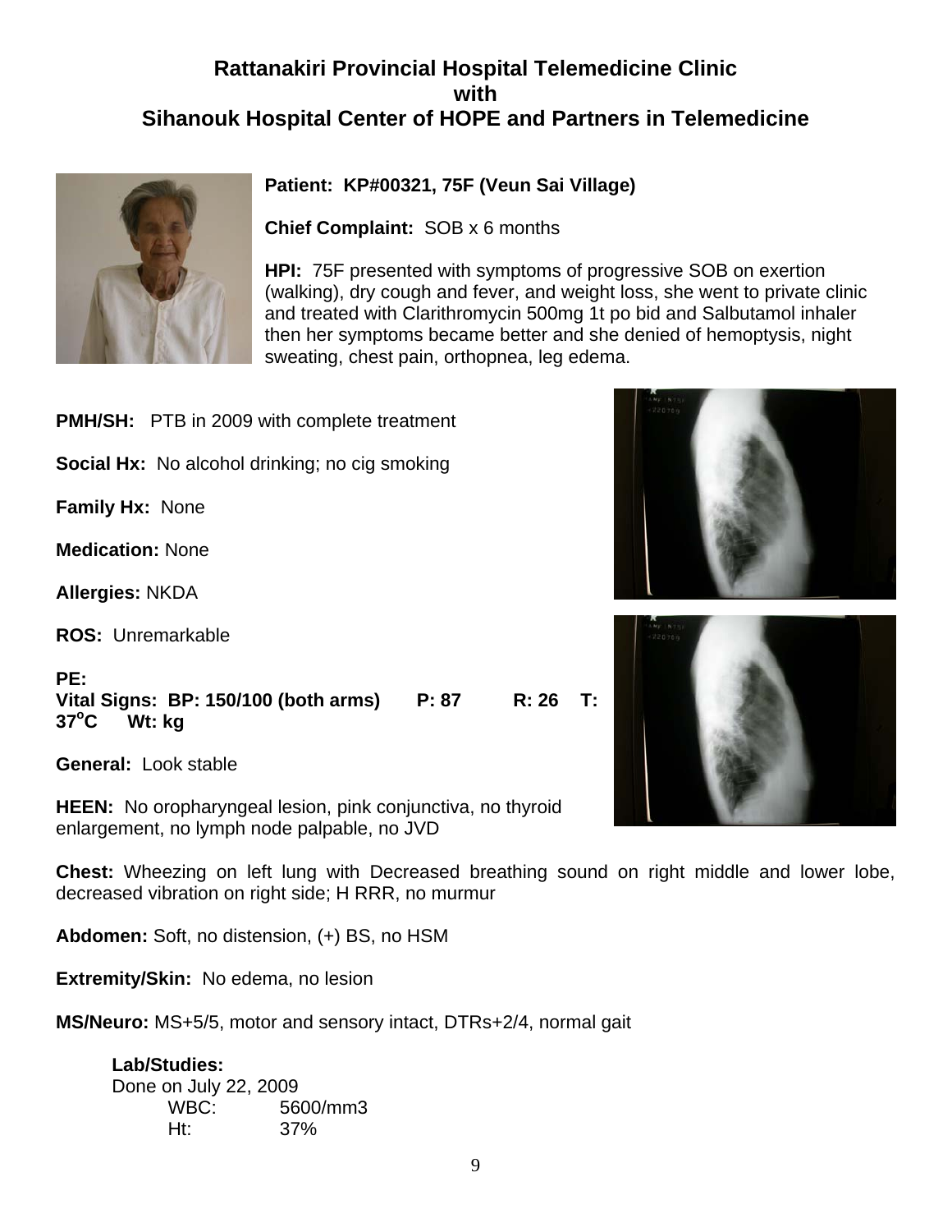## Rattanakiri Provincial Hospital Telemedicine Clinic
## with
## Sihanouk Hospital Center of HOPE and Partners in Telemedicine

**Patient: KP#00321, 75F (Veun Sai Village)**

**Chief Complaint:** SOB x 6 months

**HPI:** 75F presented with symptoms of progressive SOB on exertion (walking), dry cough and fever, and weight loss, she went to private clinic and treated with Clarithromycin 500mg 1t po bid and Salbutamol inhaler then her symptoms became better and she denied of hemoptysis, night sweating, chest pain, orthopnea, leg edema.

**PMH/SH:** PTB in 2009 with complete treatment

**Social Hx:** No alcohol drinking; no cig smoking

**Family Hx:** None

**Medication:** None

**Allergies:** NKDA

**ROS:** Unremarkable

**PE:**
**Vital Signs: BP: 150/100 (both arms) P: 87 R: 26 T: 37°C Wt: kg**

**General:** Look stable

**HEEN:** No oropharyngeal lesion, pink conjunctiva, no thyroid enlargement, no lymph node palpable, no JVD

**Chest:** Wheezing on left lung with Decreased breathing sound on right middle and lower lobe, decreased vibration on right side; H RRR, no murmur

**Abdomen:** Soft, no distension, (+) BS, no HSM

**Extremity/Skin:** No edema, no lesion

**MS/Neuro:** MS+5/5, motor and sensory intact, DTRs+2/4, normal gait

**Lab/Studies:**
Done on July 22, 2009

| | |
|---|---|
| WBC: | 5600/mm3 |
| Ht: | 37% |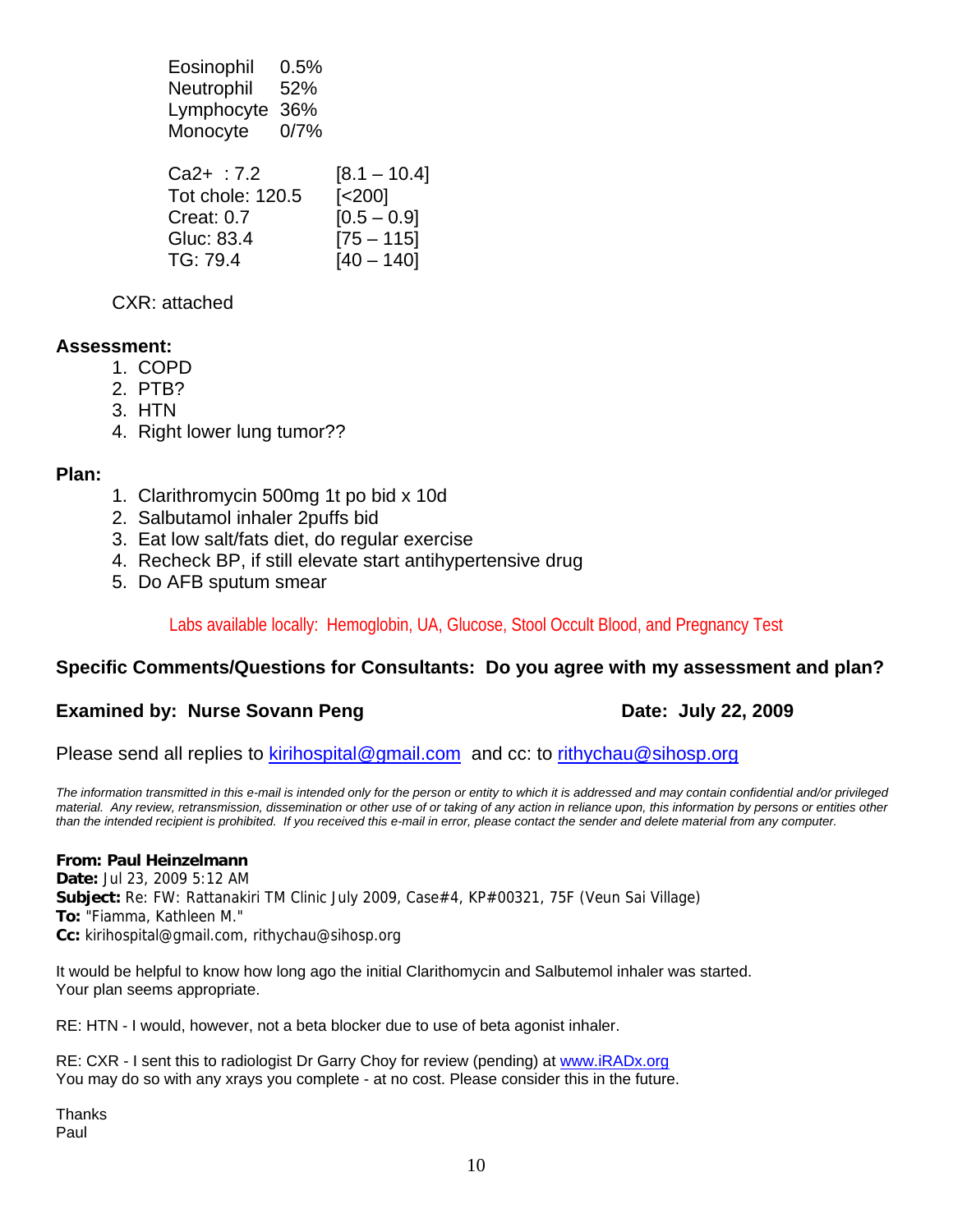Eosinophil 0.5%
Neutrophil 52%
Lymphocyte 36%
Monocyte 0/7%

| | |
|---|---|
| Ca2+ : 7.2 | [8.1 – 10.4] |
| Tot chole: 120.5 | [<200] |
| Creat: 0.7 | [0.5 – 0.9] |
| Gluc: 83.4 | [75 – 115] |
| TG: 79.4 | [40 – 140] |

CXR: attached

**Assessment:**

1. COPD
2. PTB?
3. HTN
4. Right lower lung tumor??

**Plan:**

1. Clarithromycin 500mg 1t po bid x 10d
2. Salbutamol inhaler 2puffs bid
3. Eat low salt/fats diet, do regular exercise
4. Recheck BP, if still elevate start antihypertensive drug
5. Do AFB sputum smear

Labs available locally: Hemoglobin, UA, Glucose, Stool Occult Blood, and Pregnancy Test

**Specific Comments/Questions for Consultants: Do you agree with my assessment and plan?**

**Examined by: Nurse Sovann Peng** **Date: July 22, 2009**

Please send all replies to kirihospital@gmail.com and cc: to rithychau@sihosp.org

*The information transmitted in this e-mail is intended only for the person or entity to which it is addressed and may contain confidential and/or privileged material. Any review, retransmission, dissemination or other use of or taking of any action in reliance upon, this information by persons or entities other than the intended recipient is prohibited. If you received this e-mail in error, please contact the sender and delete material from any computer.*

**From: Paul Heinzelmann**
**Date:** Jul 23, 2009 5:12 AM
**Subject:** Re: FW: Rattanakiri TM Clinic July 2009, Case#4, KP#00321, 75F (Veun Sai Village)
**To:** "Fiamma, Kathleen M."
**Cc:** kirihospital@gmail.com, rithychau@sihosp.org

It would be helpful to know how long ago the initial Clarithomycin and Salbutemol inhaler was started.
Your plan seems appropriate.

RE: HTN - I would, however, not a beta blocker due to use of beta agonist inhaler.

RE: CXR - I sent this to radiologist Dr Garry Choy for review (pending) at www.iRADx.org
You may do so with any xrays you complete - at no cost. Please consider this in the future.

Thanks
Paul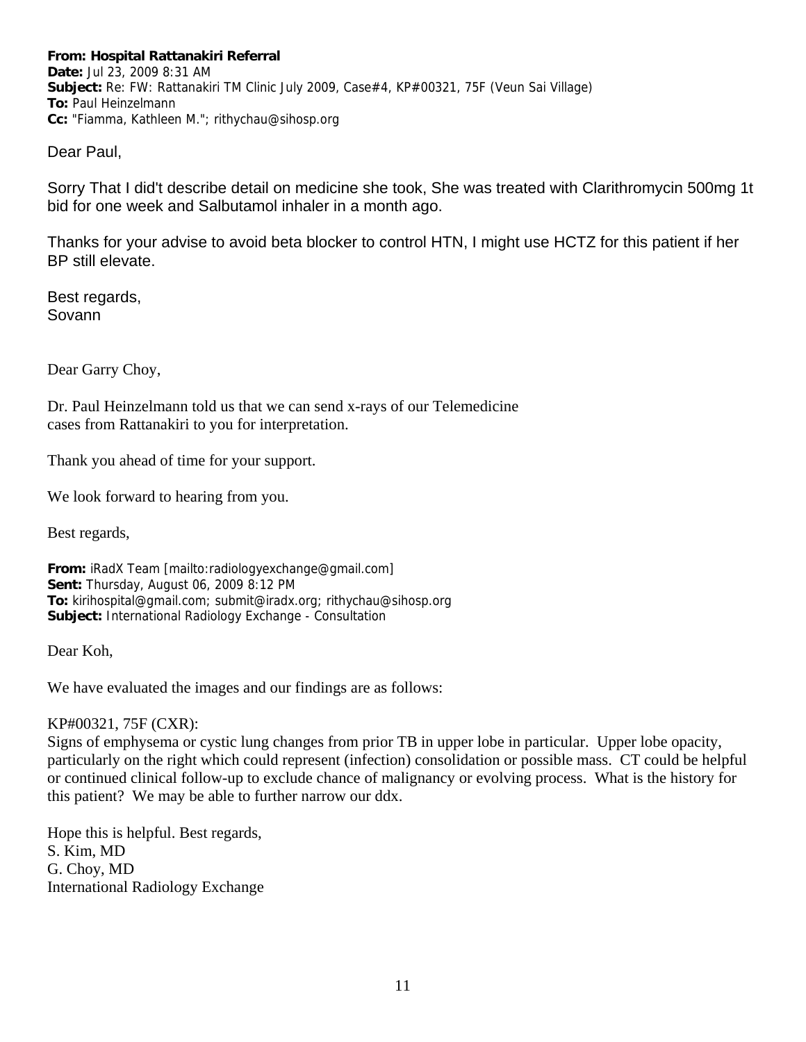**From:** Hospital Rattanakiri Referral
**Date:** Jul 23, 2009 8:31 AM
**Subject:** Re: FW: Rattanakiri TM Clinic July 2009, Case#4, KP#00321, 75F (Veun Sai Village)
**To:** Paul Heinzelmann
**Cc:** "Fiamma, Kathleen M."; rithychau@sihosp.org

Dear Paul,

Sorry That I did't describe detail on medicine she took, She was treated with Clarithromycin 500mg 1t bid for one week and Salbutamol inhaler in a month ago.

Thanks for your advise to avoid beta blocker to control HTN, I might use HCTZ for this patient if her BP still elevate.

Best regards,
Sovann

Dear Garry Choy,

Dr. Paul Heinzelmann told us that we can send x-rays of our Telemedicine cases from Rattanakiri to you for interpretation.

Thank you ahead of time for your support.

We look forward to hearing from you.

Best regards,

**From:** iRadX Team [mailto:radiologyexchange@gmail.com]
**Sent:** Thursday, August 06, 2009 8:12 PM
**To:** kirihospital@gmail.com; submit@iradx.org; rithychau@sihosp.org
**Subject:** International Radiology Exchange - Consultation

Dear Koh,

We have evaluated the images and our findings are as follows:

KP#00321, 75F (CXR):
Signs of emphysema or cystic lung changes from prior TB in upper lobe in particular. Upper lobe opacity, particularly on the right which could represent (infection) consolidation or possible mass. CT could be helpful or continued clinical follow-up to exclude chance of malignancy or evolving process. What is the history for this patient? We may be able to further narrow our ddx.

Hope this is helpful. Best regards,
S. Kim, MD
G. Choy, MD
International Radiology Exchange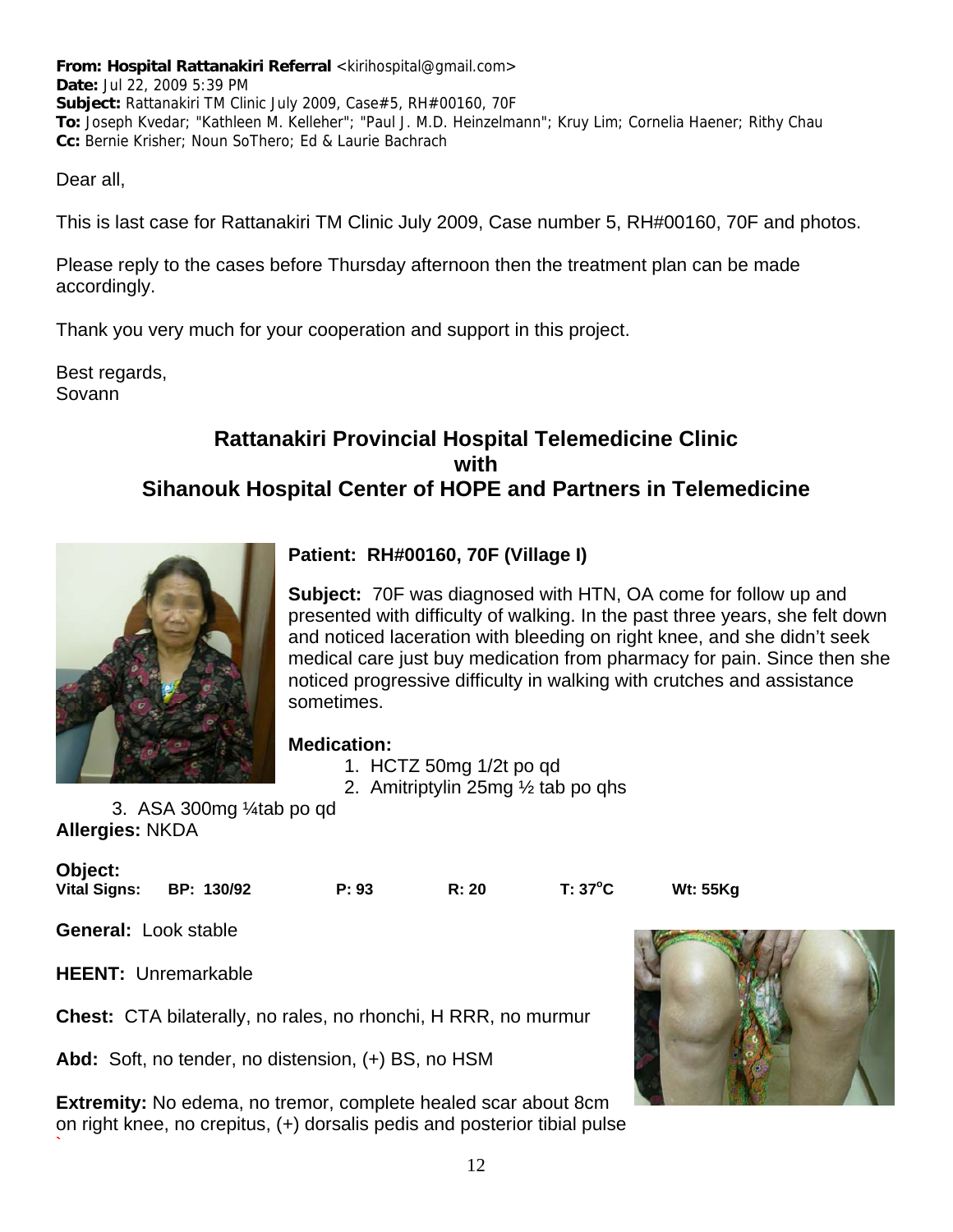**From:** **Hospital Rattanakiri Referral** <kirihospital@gmail.com>
**Date:** Jul 22, 2009 5:39 PM
**Subject:** Rattanakiri TM Clinic July 2009, Case#5, RH#00160, 70F
**To:** Joseph Kvedar; "Kathleen M. Kelleher"; "Paul J. M.D. Heinzelmann"; Kruy Lim; Cornelia Haener; Rithy Chau
**Cc:** Bernie Krisher; Noun SoThero; Ed & Laurie Bachrach

Dear all,

This is last case for Rattanakiri TM Clinic July 2009, Case number 5, RH#00160, 70F and photos.

Please reply to the cases before Thursday afternoon then the treatment plan can be made accordingly.

Thank you very much for your cooperation and support in this project.

Best regards,
Sovann

## Rattanakiri Provincial Hospital Telemedicine Clinic with Sihanouk Hospital Center of HOPE and Partners in Telemedicine

**Patient: RH#00160, 70F (Village I)**

**Subject:** 70F was diagnosed with HTN, OA come for follow up and presented with difficulty of walking. In the past three years, she felt down and noticed laceration with bleeding on right knee, and she didn't seek medical care just buy medication from pharmacy for pain. Since then she noticed progressive difficulty in walking with crutches and assistance sometimes.

**Medication:**

1. HCTZ 50mg 1/2t po qd
2. Amitriptylin 25mg ½ tab po qhs
3. ASA 300mg ¼tab po qd

**Allergies:** NKDA

**Object:**

**Vital Signs:** **BP: 130/92** **P: 93** **R: 20** **T: 37°C** **Wt: 55Kg**

**General:** Look stable

**HEENT:** Unremarkable

**Chest:** CTA bilaterally, no rales, no rhonchi, H RRR, no murmur

**Abd:** Soft, no tender, no distension, (+) BS, no HSM

**Extremity:** No edema, no tremor, complete healed scar about 8cm on right knee, no crepitus, (+) dorsalis pedis and posterior tibial pulse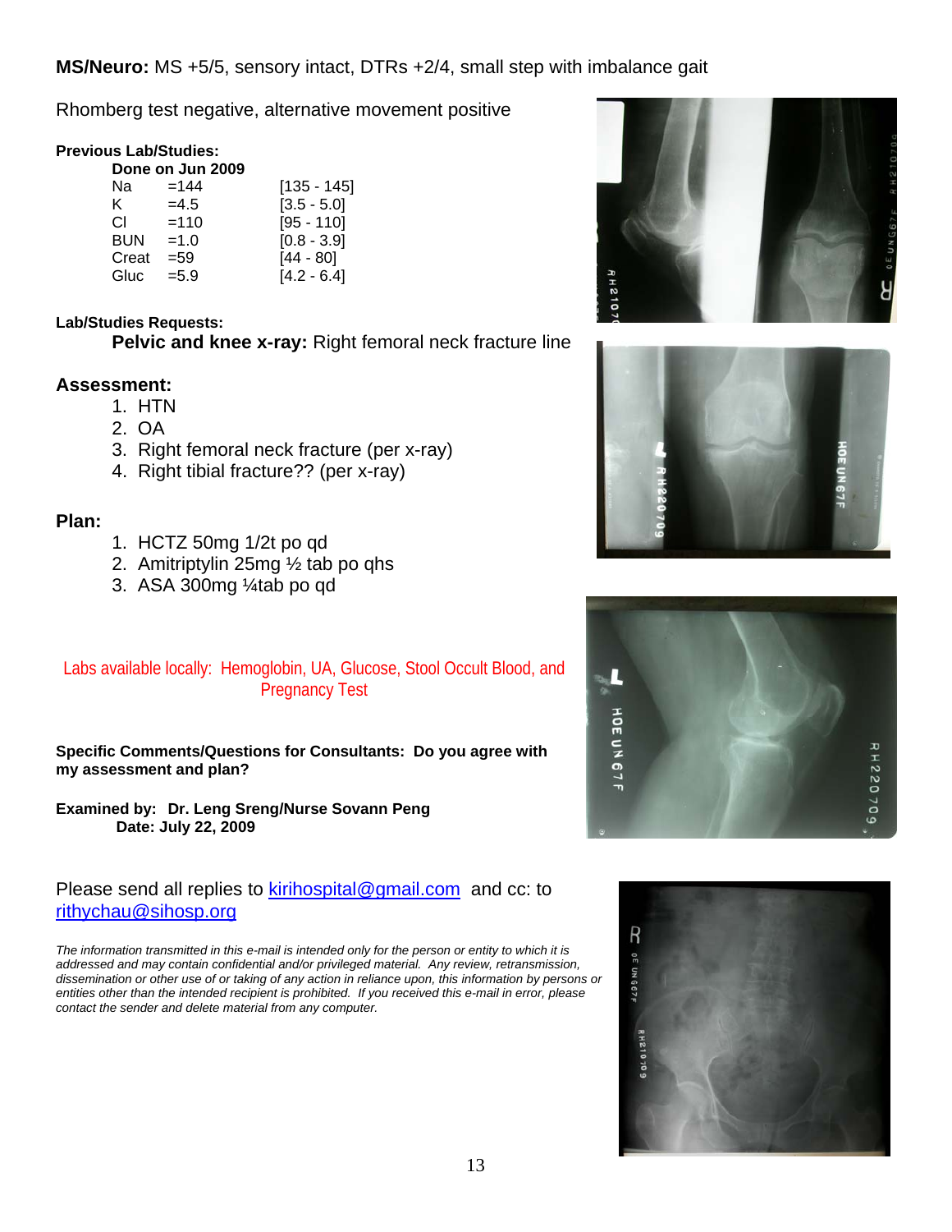**MS/Neuro:** MS +5/5, sensory intact, DTRs +2/4, small step with imbalance gait

Rhomberg test negative, alternative movement positive

**Previous Lab/Studies:**

**Done on Jun 2009**

| | | |
|---|---|---|
| Na | =144 | [135 - 145] |
| K | =4.5 | [3.5 - 5.0] |
| Cl | =110 | [95 - 110] |
| BUN | =1.0 | [0.8 - 3.9] |
| Creat | =59 | [44 - 80] |
| Gluc | =5.9 | [4.2 - 6.4] |

**Lab/Studies Requests:**

**Pelvic and knee x-ray:** Right femoral neck fracture line

## Assessment:

1. HTN
2. OA
3. Right femoral neck fracture (per x-ray)
4. Right tibial fracture?? (per x-ray)

## Plan:

1. HCTZ 50mg 1/2t po qd
2. Amitriptylin 25mg ½ tab po qhs
3. ASA 300mg ¼tab po qd

Labs available locally: Hemoglobin, UA, Glucose, Stool Occult Blood, and Pregnancy Test

**Specific Comments/Questions for Consultants: Do you agree with my assessment and plan?**

**Examined by: Dr. Leng Sreng/Nurse Sovann Peng**
**Date: July 22, 2009**

Please send all replies to kirihospital@gmail.com and cc: to rithychau@sihosp.org

*The information transmitted in this e-mail is intended only for the person or entity to which it is addressed and may contain confidential and/or privileged material. Any review, retransmission, dissemination or other use of or taking of any action in reliance upon, this information by persons or entities other than the intended recipient is prohibited. If you received this e-mail in error, please contact the sender and delete material from any computer.*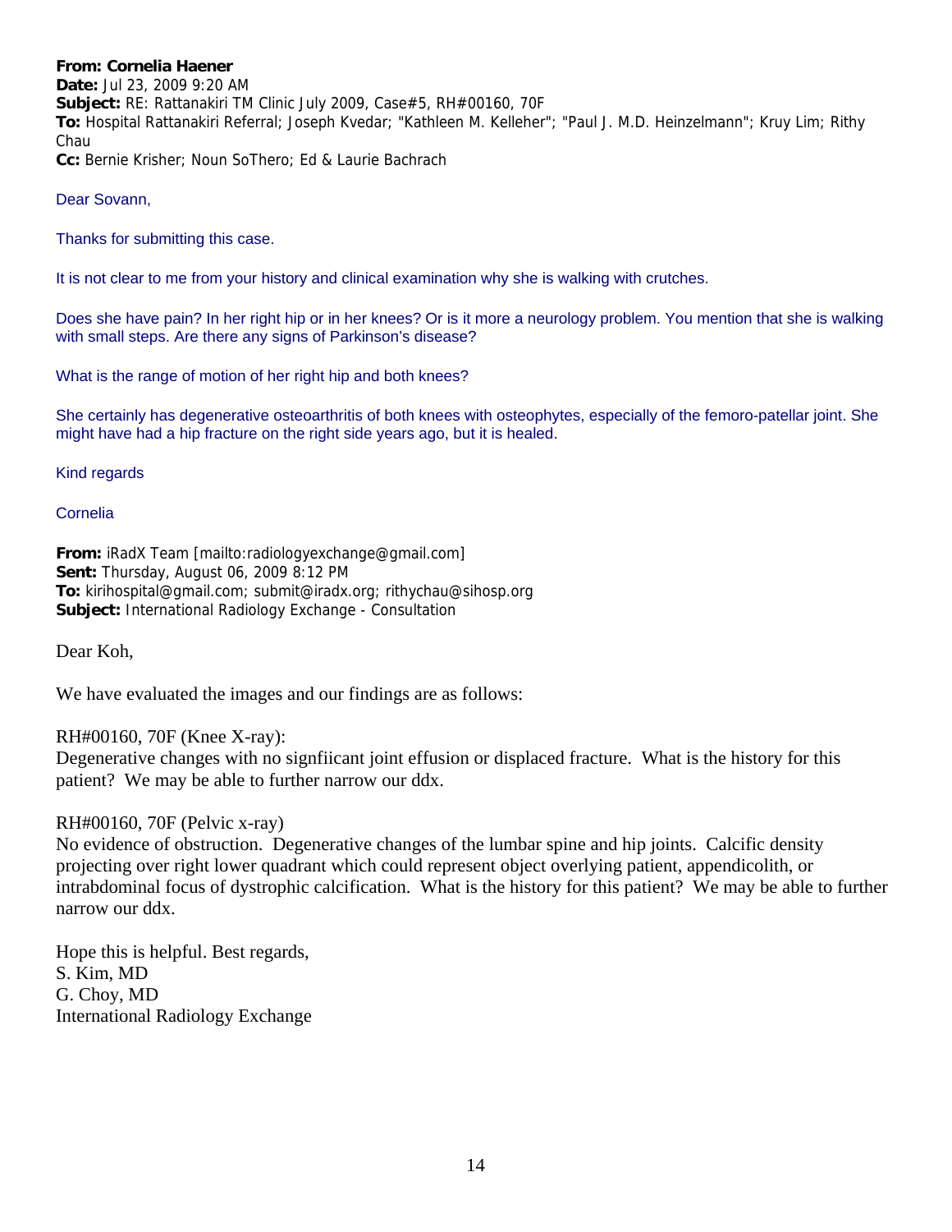**From: Cornelia Haener**
**Date:** Jul 23, 2009 9:20 AM
**Subject:** RE: Rattanakiri TM Clinic July 2009, Case#5, RH#00160, 70F
**To:** Hospital Rattanakiri Referral; Joseph Kvedar; "Kathleen M. Kelleher"; "Paul J. M.D. Heinzelmann"; Kruy Lim; Rithy Chau
**Cc:** Bernie Krisher; Noun SoThero; Ed & Laurie Bachrach

Dear Sovann,

Thanks for submitting this case.

It is not clear to me from your history and clinical examination why she is walking with crutches.

Does she have pain? In her right hip or in her knees? Or is it more a neurology problem. You mention that she is walking with small steps. Are there any signs of Parkinson's disease?

What is the range of motion of her right hip and both knees?

She certainly has degenerative osteoarthritis of both knees with osteophytes, especially of the femoro-patellar joint. She might have had a hip fracture on the right side years ago, but it is healed.

Kind regards

Cornelia

**From:** iRadX Team [mailto:radiologyexchange@gmail.com]
**Sent:** Thursday, August 06, 2009 8:12 PM
**To:** kirihospital@gmail.com; submit@iradx.org; rithychau@sihosp.org
**Subject:** International Radiology Exchange - Consultation

Dear Koh,

We have evaluated the images and our findings are as follows:

RH#00160, 70F (Knee X-ray):
Degenerative changes with no signfiicant joint effusion or displaced fracture. What is the history for this patient? We may be able to further narrow our ddx.

RH#00160, 70F (Pelvic x-ray)
No evidence of obstruction. Degenerative changes of the lumbar spine and hip joints. Calcific density projecting over right lower quadrant which could represent object overlying patient, appendicolith, or intrabdominal focus of dystrophic calcification. What is the history for this patient? We may be able to further narrow our ddx.

Hope this is helpful. Best regards,
S. Kim, MD
G. Choy, MD
International Radiology Exchange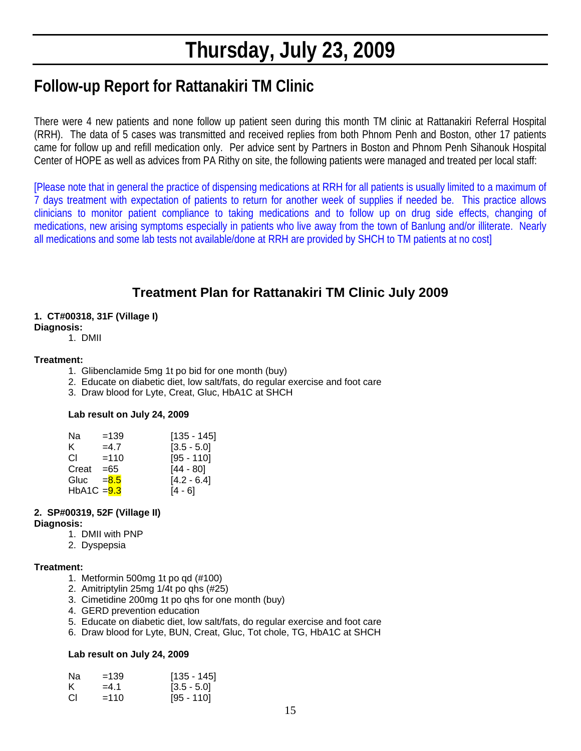# Thursday, July 23, 2009

## Follow-up Report for Rattanakiri TM Clinic

There were 4 new patients and none follow up patient seen during this month TM clinic at Rattanakiri Referral Hospital (RRH). The data of 5 cases was transmitted and received replies from both Phnom Penh and Boston, other 17 patients came for follow up and refill medication only. Per advice sent by Partners in Boston and Phnom Penh Sihanouk Hospital Center of HOPE as well as advices from PA Rithy on site, the following patients were managed and treated per local staff:

[Please note that in general the practice of dispensing medications at RRH for all patients is usually limited to a maximum of 7 days treatment with expectation of patients to return for another week of supplies if needed be. This practice allows clinicians to monitor patient compliance to taking medications and to follow up on drug side effects, changing of medications, new arising symptoms especially in patients who live away from the town of Banlung and/or illiterate. Nearly all medications and some lab tests not available/done at RRH are provided by SHCH to TM patients at no cost]

## Treatment Plan for Rattanakiri TM Clinic July 2009

**1. CT#00318, 31F (Village I)**

**Diagnosis:**

1. DMII

**Treatment:**

1. Glibenclamide 5mg 1t po bid for one month (buy)
2. Educate on diabetic diet, low salt/fats, do regular exercise and foot care
3. Draw blood for Lyte, Creat, Gluc, HbA1C at SHCH

**Lab result on July 24, 2009**

| | | |
|---|---|---|
| Na | =139 | [135 - 145] |
| K | =4.7 | [3.5 - 5.0] |
| Cl | =110 | [95 - 110] |
| Creat | =65 | [44 - 80] |
| Gluc | =8.5 | [4.2 - 6.4] |
| HbA1C | =9.3 | [4 - 6] |

**2. SP#00319, 52F (Village II)**

**Diagnosis:**

1. DMII with PNP
2. Dyspepsia

**Treatment:**

1. Metformin 500mg 1t po qd (#100)
2. Amitriptylin 25mg 1/4t po qhs (#25)
3. Cimetidine 200mg 1t po qhs for one month (buy)
4. GERD prevention education
5. Educate on diabetic diet, low salt/fats, do regular exercise and foot care
6. Draw blood for Lyte, BUN, Creat, Gluc, Tot chole, TG, HbA1C at SHCH

**Lab result on July 24, 2009**

| | | |
|---|---|---|
| Na | =139 | [135 - 145] |
| K | =4.1 | [3.5 - 5.0] |
| Cl | =110 | [95 - 110] |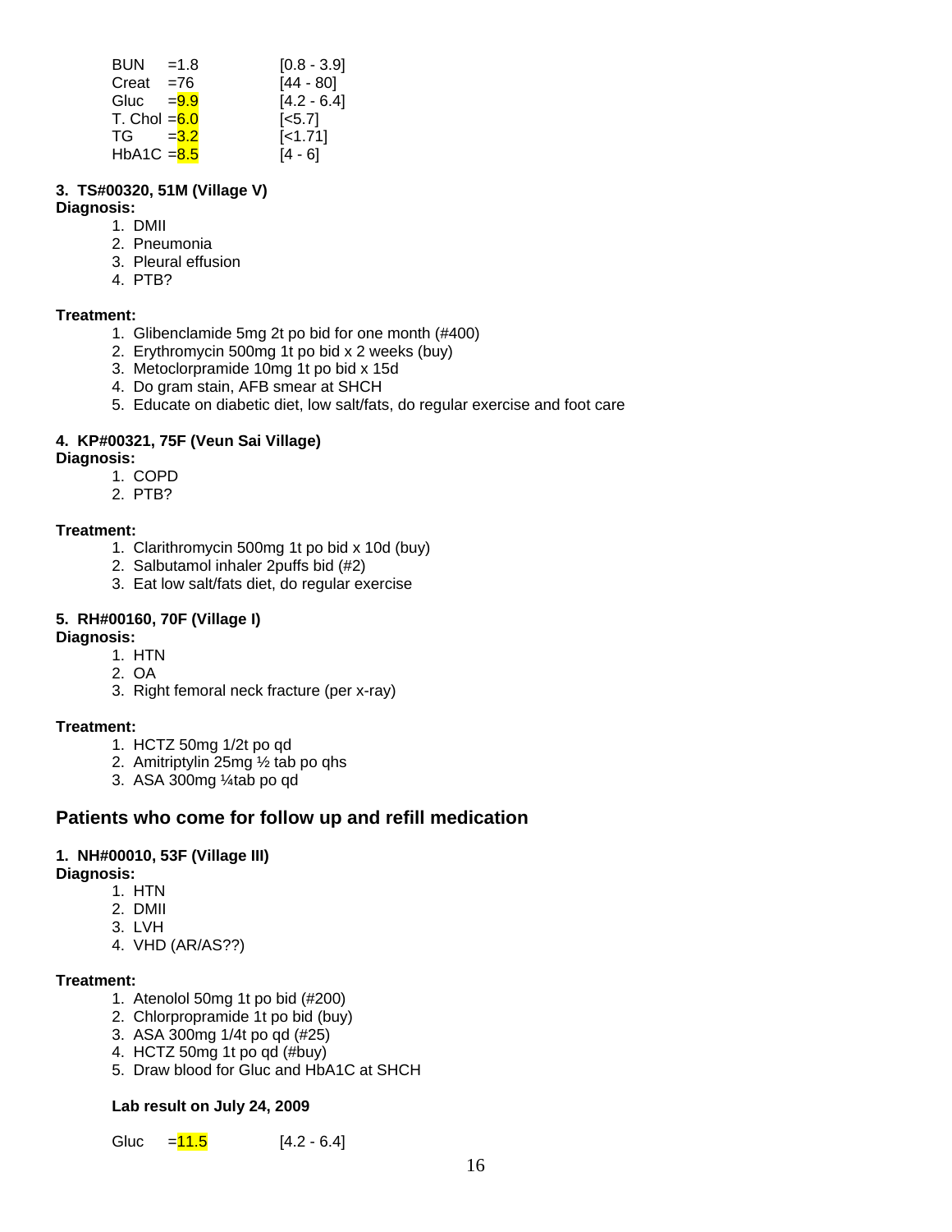| | | |
|---|---|---|
| BUN | =1.8 | [0.8 - 3.9] |
| Creat | =76 | [44 - 80] |
| Gluc | =9.9 | [4.2 - 6.4] |
| T. Chol | =6.0 | [<5.7] |
| TG | =3.2 | [<1.71] |
| HbA1C | =8.5 | [4 - 6] |

#### 3. TS#00320, 51M (Village V)

**Diagnosis:**

1. DMII
2. Pneumonia
3. Pleural effusion
4. PTB?

**Treatment:**

1. Glibenclamide 5mg 2t po bid for one month (#400)
2. Erythromycin 500mg 1t po bid x 2 weeks (buy)
3. Metoclorpramide 10mg 1t po bid x 15d
4. Do gram stain, AFB smear at SHCH
5. Educate on diabetic diet, low salt/fats, do regular exercise and foot care

#### 4. KP#00321, 75F (Veun Sai Village)

**Diagnosis:**

1. COPD
2. PTB?

**Treatment:**

1. Clarithromycin 500mg 1t po bid x 10d (buy)
2. Salbutamol inhaler 2puffs bid (#2)
3. Eat low salt/fats diet, do regular exercise

#### 5. RH#00160, 70F (Village I)

**Diagnosis:**

1. HTN
2. OA
3. Right femoral neck fracture (per x-ray)

**Treatment:**

1. HCTZ 50mg 1/2t po qd
2. Amitriptylin 25mg ½ tab po qhs
3. ASA 300mg ¼tab po qd

## Patients who come for follow up and refill medication

#### 1. NH#00010, 53F (Village III)

**Diagnosis:**

1. HTN
2. DMII
3. LVH
4. VHD (AR/AS??)

**Treatment:**

1. Atenolol 50mg 1t po bid (#200)
2. Chlorpropramide 1t po bid (buy)
3. ASA 300mg 1/4t po qd (#25)
4. HCTZ 50mg 1t po qd (#buy)
5. Draw blood for Gluc and HbA1C at SHCH

**Lab result on July 24, 2009**

| | | |
|---|---|---|
| Gluc | =11.5 | [4.2 - 6.4] |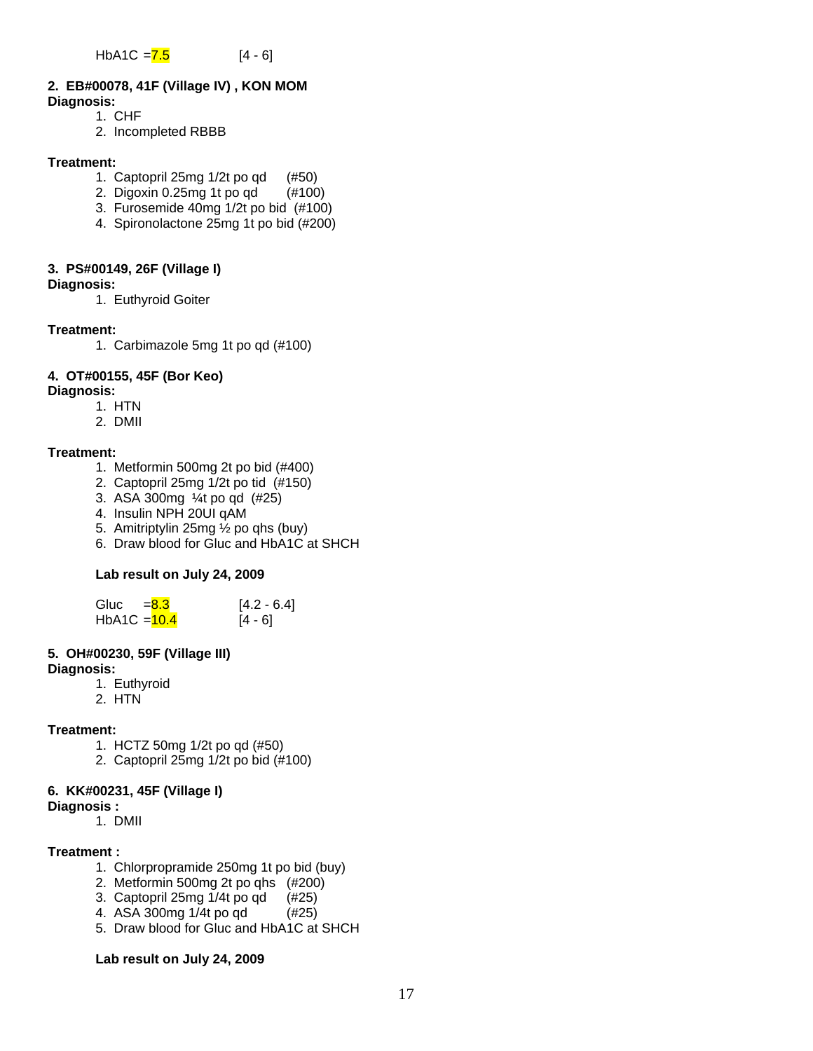HbA1C =7.5 [4 - 6]

**2. EB#00078, 41F (Village IV) , KON MOM**

**Diagnosis:**

1. CHF
2. Incompleted RBBB

**Treatment:**

1. Captopril 25mg 1/2t po qd (#50)
2. Digoxin 0.25mg 1t po qd (#100)
3. Furosemide 40mg 1/2t po bid (#100)
4. Spironolactone 25mg 1t po bid (#200)

**3. PS#00149, 26F (Village I)**

**Diagnosis:**

1. Euthyroid Goiter

**Treatment:**

1. Carbimazole 5mg 1t po qd (#100)

**4. OT#00155, 45F (Bor Keo)**

**Diagnosis:**

1. HTN
2. DMII

**Treatment:**

1. Metformin 500mg 2t po bid (#400)
2. Captopril 25mg 1/2t po tid (#150)
3. ASA 300mg ¼t po qd (#25)
4. Insulin NPH 20UI qAM
5. Amitriptylin 25mg ½ po qhs (buy)
6. Draw blood for Gluc and HbA1C at SHCH

**Lab result on July 24, 2009**

Gluc =8.3 [4.2 - 6.4]
HbA1C =10.4 [4 - 6]

**5. OH#00230, 59F (Village III)**

**Diagnosis:**

1. Euthyroid
2. HTN

**Treatment:**

1. HCTZ 50mg 1/2t po qd (#50)
2. Captopril 25mg 1/2t po bid (#100)

**6. KK#00231, 45F (Village I)**

**Diagnosis :**

1. DMII

**Treatment :**

1. Chlorpropramide 250mg 1t po bid (buy)
2. Metformin 500mg 2t po qhs (#200)
3. Captopril 25mg 1/4t po qd (#25)
4. ASA 300mg 1/4t po qd (#25)
5. Draw blood for Gluc and HbA1C at SHCH

**Lab result on July 24, 2009**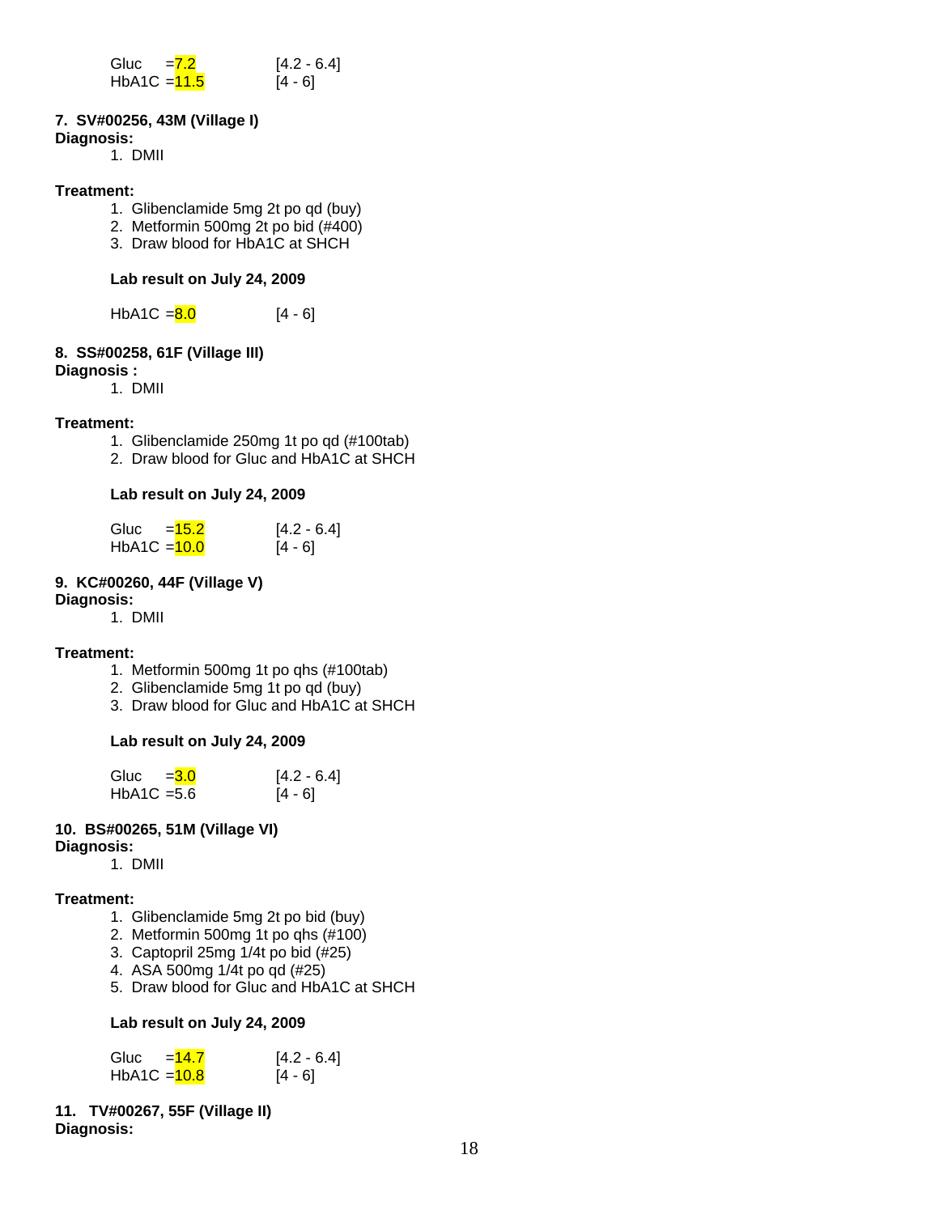Gluc =7.2 [4.2 - 6.4]
HbA1C =11.5 [4 - 6]

**7. SV#00256, 43M (Village I)**

**Diagnosis:**

1. DMII

**Treatment:**

1. Glibenclamide 5mg 2t po qd (buy)
2. Metformin 500mg 2t po bid (#400)
3. Draw blood for HbA1C at SHCH

**Lab result on July 24, 2009**

HbA1C =8.0 [4 - 6]

**8. SS#00258, 61F (Village III)**

**Diagnosis :**

1. DMII

**Treatment:**

1. Glibenclamide 250mg 1t po qd (#100tab)
2. Draw blood for Gluc and HbA1C at SHCH

**Lab result on July 24, 2009**

Gluc =15.2 [4.2 - 6.4]
HbA1C =10.0 [4 - 6]

**9. KC#00260, 44F (Village V)**

**Diagnosis:**

1. DMII

**Treatment:**

1. Metformin 500mg 1t po qhs (#100tab)
2. Glibenclamide 5mg 1t po qd (buy)
3. Draw blood for Gluc and HbA1C at SHCH

**Lab result on July 24, 2009**

Gluc =3.0 [4.2 - 6.4]
HbA1C =5.6 [4 - 6]

**10. BS#00265, 51M (Village VI)**

**Diagnosis:**

1. DMII

**Treatment:**

1. Glibenclamide 5mg 2t po bid (buy)
2. Metformin 500mg 1t po qhs (#100)
3. Captopril 25mg 1/4t po bid (#25)
4. ASA 500mg 1/4t po qd (#25)
5. Draw blood for Gluc and HbA1C at SHCH

**Lab result on July 24, 2009**

Gluc =14.7 [4.2 - 6.4]
HbA1C =10.8 [4 - 6]

**11. TV#00267, 55F (Village II)**

**Diagnosis:**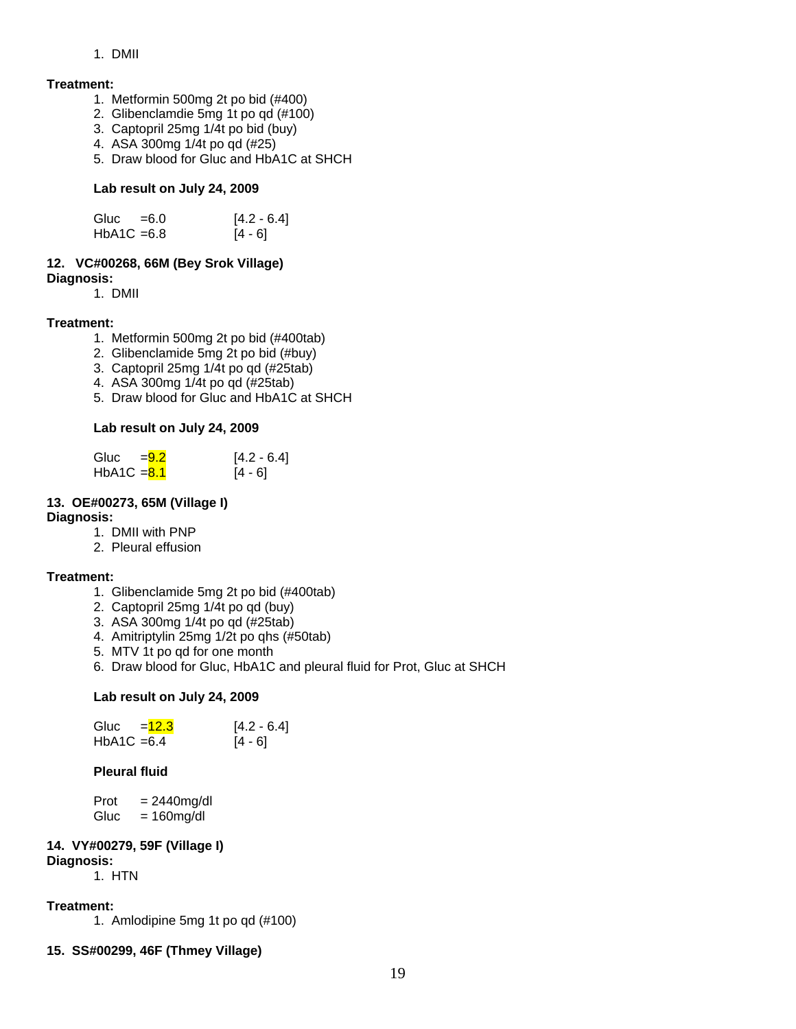1. DMII

**Treatment:**

1. Metformin 500mg 2t po bid (#400)
2. Glibenclamdie 5mg 1t po qd (#100)
3. Captopril 25mg 1/4t po bid (buy)
4. ASA 300mg 1/4t po qd (#25)
5. Draw blood for Gluc and HbA1C at SHCH

**Lab result on July 24, 2009**

| | | |
|---|---|---|
| Gluc | =6.0 | [4.2 - 6.4] |
| HbA1C | =6.8 | [4 - 6] |

**12. VC#00268, 66M (Bey Srok Village)**

**Diagnosis:**

1. DMII

**Treatment:**

1. Metformin 500mg 2t po bid (#400tab)
2. Glibenclamide 5mg 2t po bid (#buy)
3. Captopril 25mg 1/4t po qd (#25tab)
4. ASA 300mg 1/4t po qd (#25tab)
5. Draw blood for Gluc and HbA1C at SHCH

**Lab result on July 24, 2009**

| | | |
|---|---|---|
| Gluc | =9.2 | [4.2 - 6.4] |
| HbA1C | =8.1 | [4 - 6] |

**13. OE#00273, 65M (Village I)**

**Diagnosis:**

1. DMII with PNP
2. Pleural effusion

**Treatment:**

1. Glibenclamide 5mg 2t po bid (#400tab)
2. Captopril 25mg 1/4t po qd (buy)
3. ASA 300mg 1/4t po qd (#25tab)
4. Amitriptylin 25mg 1/2t po qhs (#50tab)
5. MTV 1t po qd for one month
6. Draw blood for Gluc, HbA1C and pleural fluid for Prot, Gluc at SHCH

**Lab result on July 24, 2009**

| | | |
|---|---|---|
| Gluc | =12.3 | [4.2 - 6.4] |
| HbA1C | =6.4 | [4 - 6] |

**Pleural fluid**

| | |
|---|---|
| Prot | = 2440mg/dl |
| Gluc | = 160mg/dl |

**14. VY#00279, 59F (Village I)**

**Diagnosis:**

1. HTN

**Treatment:**

1. Amlodipine 5mg 1t po qd (#100)

**15. SS#00299, 46F (Thmey Village)**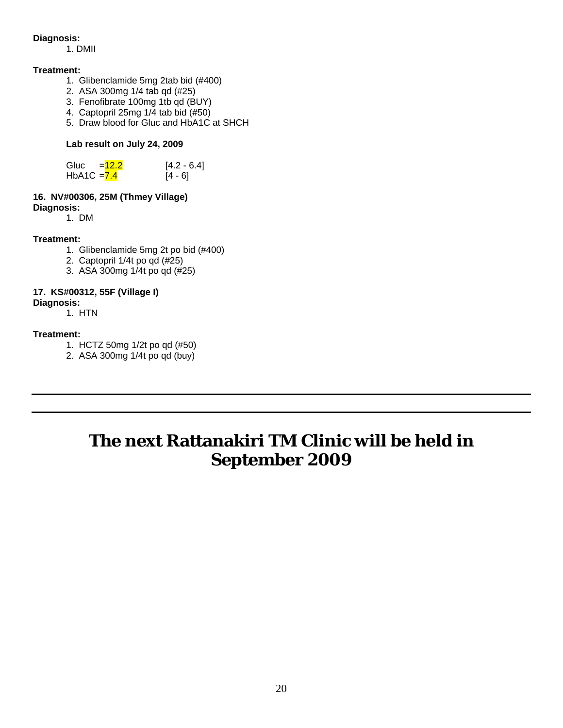**Diagnosis:**

1. DMII

**Treatment:**

1. Glibenclamide 5mg 2tab bid (#400)
2. ASA 300mg 1/4 tab qd (#25)
3. Fenofibrate 100mg 1tb qd (BUY)
4. Captopril 25mg 1/4 tab bid (#50)
5. Draw blood for Gluc and HbA1C at SHCH

**Lab result on July 24, 2009**

| | | |
|---|---|---|
| Gluc | =12.2 | [4.2 - 6.4] |
| HbA1C | =7.4 | [4 - 6] |

**16. NV#00306, 25M (Thmey Village)**

**Diagnosis:**

1. DM

**Treatment:**

1. Glibenclamide 5mg 2t po bid (#400)
2. Captopril 1/4t po qd (#25)
3. ASA 300mg 1/4t po qd (#25)

**17. KS#00312, 55F (Village I)**

**Diagnosis:**

1. HTN

**Treatment:**

1. HCTZ 50mg 1/2t po qd (#50)
2. ASA 300mg 1/4t po qd (buy)

---

# The next Rattanakiri TM Clinic will be held in September 2009